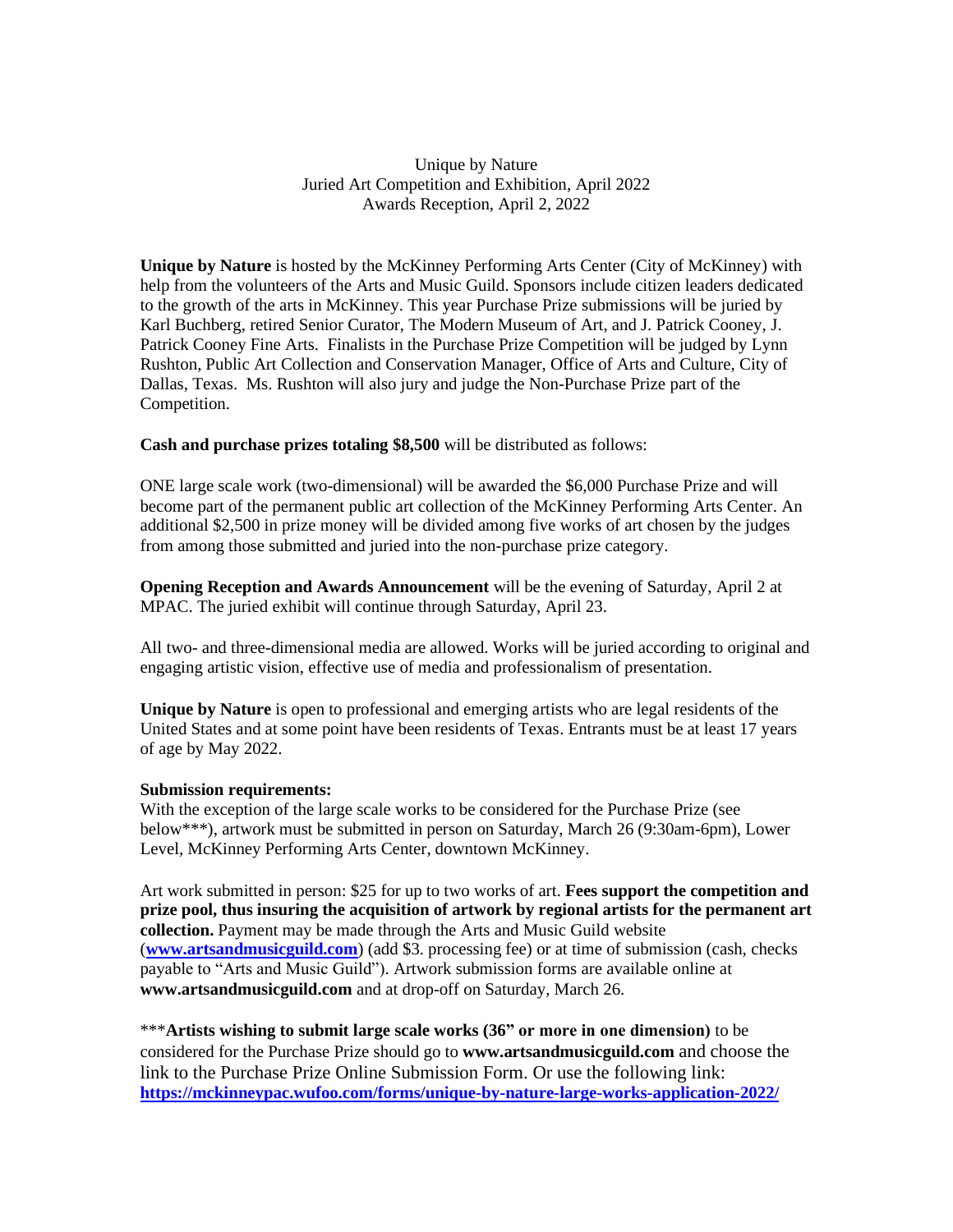Unique by Nature
Juried Art Competition and Exhibition, April 2022
Awards Reception, April 2, 2022

**Unique by Nature** is hosted by the McKinney Performing Arts Center (City of McKinney) with help from the volunteers of the Arts and Music Guild. Sponsors include citizen leaders dedicated to the growth of the arts in McKinney. This year Purchase Prize submissions will be juried by Karl Buchberg, retired Senior Curator, The Modern Museum of Art, and J. Patrick Cooney, J. Patrick Cooney Fine Arts. Finalists in the Purchase Prize Competition will be judged by Lynn Rushton, Public Art Collection and Conservation Manager, Office of Arts and Culture, City of Dallas, Texas. Ms. Rushton will also jury and judge the Non-Purchase Prize part of the Competition.

**Cash and purchase prizes totaling $8,500** will be distributed as follows:

ONE large scale work (two-dimensional) will be awarded the $6,000 Purchase Prize and will become part of the permanent public art collection of the McKinney Performing Arts Center. An additional $2,500 in prize money will be divided among five works of art chosen by the judges from among those submitted and juried into the non-purchase prize category.

**Opening Reception and Awards Announcement** will be the evening of Saturday, April 2 at MPAC. The juried exhibit will continue through Saturday, April 23.

All two- and three-dimensional media are allowed. Works will be juried according to original and engaging artistic vision, effective use of media and professionalism of presentation.

**Unique by Nature** is open to professional and emerging artists who are legal residents of the United States and at some point have been residents of Texas. Entrants must be at least 17 years of age by May 2022.

**Submission requirements:**
With the exception of the large scale works to be considered for the Purchase Prize (see below***), artwork must be submitted in person on Saturday, March 26 (9:30am-6pm), Lower Level, McKinney Performing Arts Center, downtown McKinney.

Art work submitted in person: $25 for up to two works of art. **Fees support the competition and prize pool, thus insuring the acquisition of artwork by regional artists for the permanent art collection.** Payment may be made through the Arts and Music Guild website (**www.artsandmusicguild.com**) (add $3. processing fee) or at time of submission (cash, checks payable to "Arts and Music Guild"). Artwork submission forms are available online at **www.artsandmusicguild.com** and at drop-off on Saturday, March 26.

***__Artists wishing to submit large scale works (36" or more in one dimension)__ to be considered for the Purchase Prize should go to **www.artsandmusicguild.com** and choose the link to the Purchase Prize Online Submission Form. Or use the following link: **https://mckinneypac.wufoo.com/forms/unique-by-nature-large-works-application-2022/**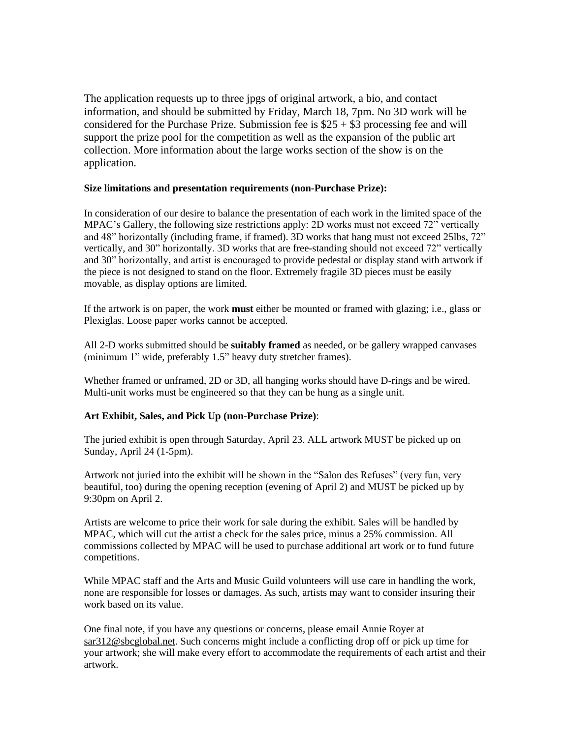The application requests up to three jpgs of original artwork, a bio, and contact information, and should be submitted by Friday, March 18, 7pm. No 3D work will be considered for the Purchase Prize. Submission fee is $25 + $3 processing fee and will support the prize pool for the competition as well as the expansion of the public art collection. More information about the large works section of the show is on the application.

**Size limitations and presentation requirements (non-Purchase Prize):**

In consideration of our desire to balance the presentation of each work in the limited space of the MPAC's Gallery, the following size restrictions apply: 2D works must not exceed 72" vertically and 48" horizontally (including frame, if framed). 3D works that hang must not exceed 25lbs, 72" vertically, and 30" horizontally. 3D works that are free-standing should not exceed 72" vertically and 30" horizontally, and artist is encouraged to provide pedestal or display stand with artwork if the piece is not designed to stand on the floor. Extremely fragile 3D pieces must be easily movable, as display options are limited.

If the artwork is on paper, the work **must** either be mounted or framed with glazing; i.e., glass or Plexiglas. Loose paper works cannot be accepted.

All 2-D works submitted should be **suitably framed** as needed, or be gallery wrapped canvases (minimum 1" wide, preferably 1.5" heavy duty stretcher frames).

Whether framed or unframed, 2D or 3D, all hanging works should have D-rings and be wired. Multi-unit works must be engineered so that they can be hung as a single unit.

**Art Exhibit, Sales, and Pick Up (non-Purchase Prize)**:

The juried exhibit is open through Saturday, April 23. ALL artwork MUST be picked up on Sunday, April 24 (1-5pm).

Artwork not juried into the exhibit will be shown in the "Salon des Refuses" (very fun, very beautiful, too) during the opening reception (evening of April 2) and MUST be picked up by 9:30pm on April 2.

Artists are welcome to price their work for sale during the exhibit. Sales will be handled by MPAC, which will cut the artist a check for the sales price, minus a 25% commission. All commissions collected by MPAC will be used to purchase additional art work or to fund future competitions.

While MPAC staff and the Arts and Music Guild volunteers will use care in handling the work, none are responsible for losses or damages. As such, artists may want to consider insuring their work based on its value.

One final note, if you have any questions or concerns, please email Annie Royer at sar312@sbcglobal.net. Such concerns might include a conflicting drop off or pick up time for your artwork; she will make every effort to accommodate the requirements of each artist and their artwork.